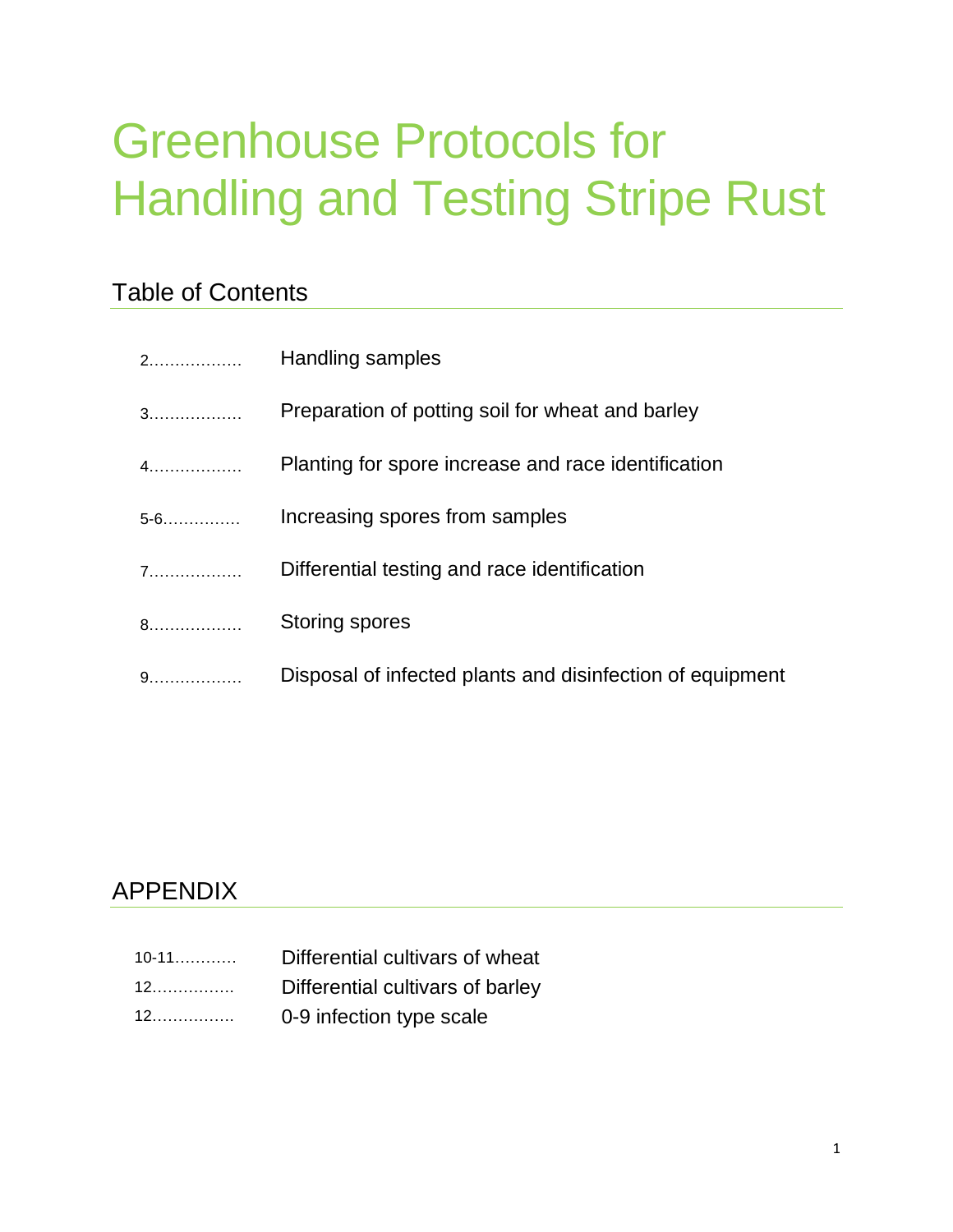# Greenhouse Protocols for Handling and Testing Stripe Rust

## Table of Contents

| | |
|---|---|
| 2……………… | Handling samples |
| 3……………… | Preparation of potting soil for wheat and barley |
| 4……………… | Planting for spore increase and race identification |
| 5-6…………… | Increasing spores from samples |
| 7……………… | Differential testing and race identification |
| 8……………… | Storing spores |
| 9……………… | Disposal of infected plants and disinfection of equipment |

## APPENDIX

| | |
|---|---|
| 10-11………… | Differential cultivars of wheat |
| 12……………. | Differential cultivars of barley |
| 12……………. | 0-9 infection type scale |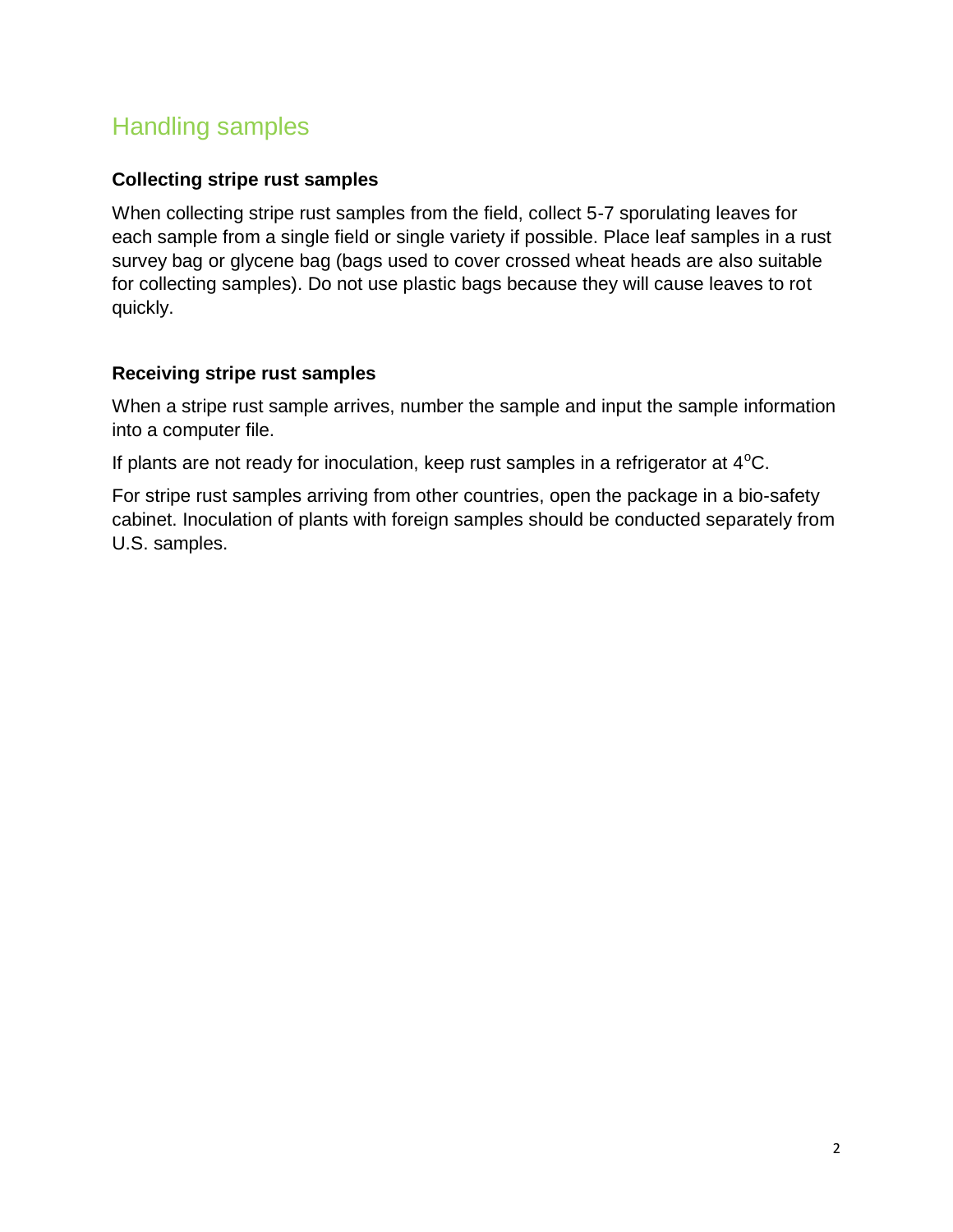## Handling samples

### Collecting stripe rust samples

When collecting stripe rust samples from the field, collect 5-7 sporulating leaves for each sample from a single field or single variety if possible. Place leaf samples in a rust survey bag or glycene bag (bags used to cover crossed wheat heads are also suitable for collecting samples). Do not use plastic bags because they will cause leaves to rot quickly.

### Receiving stripe rust samples

When a stripe rust sample arrives, number the sample and input the sample information into a computer file.

If plants are not ready for inoculation, keep rust samples in a refrigerator at $4^{o}C$.

For stripe rust samples arriving from other countries, open the package in a bio-safety cabinet. Inoculation of plants with foreign samples should be conducted separately from U.S. samples.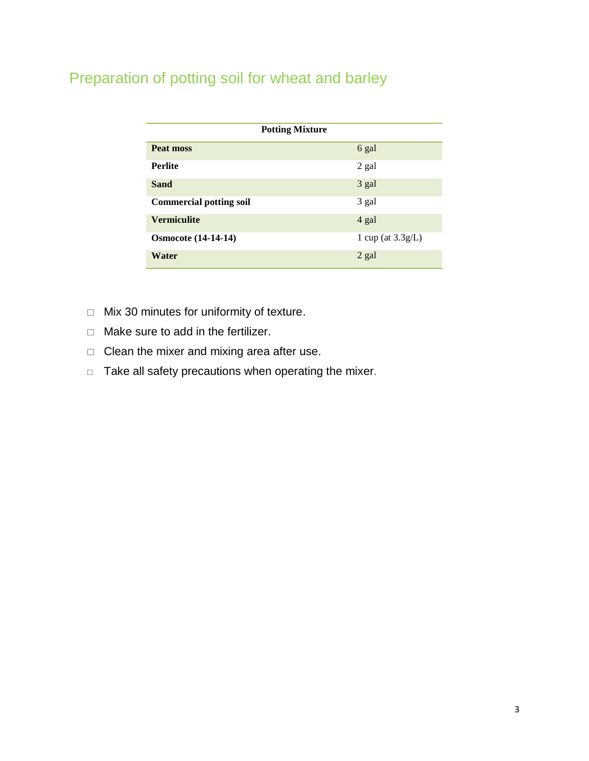## Preparation of potting soil for wheat and barley

| Potting Mixture | |
|---|---|
| **Peat moss** | 6 gal |
| **Perlite** | 2 gal |
| **Sand** | 3 gal |
| **Commercial potting soil** | 3 gal |
| **Vermiculite** | 4 gal |
| **Osmocote (14-14-14)** | 1 cup (at 3.3g/L) |
| **Water** | 2 gal |

- Mix 30 minutes for uniformity of texture.
- Make sure to add in the fertilizer.
- Clean the mixer and mixing area after use.
- Take all safety precautions when operating the mixer.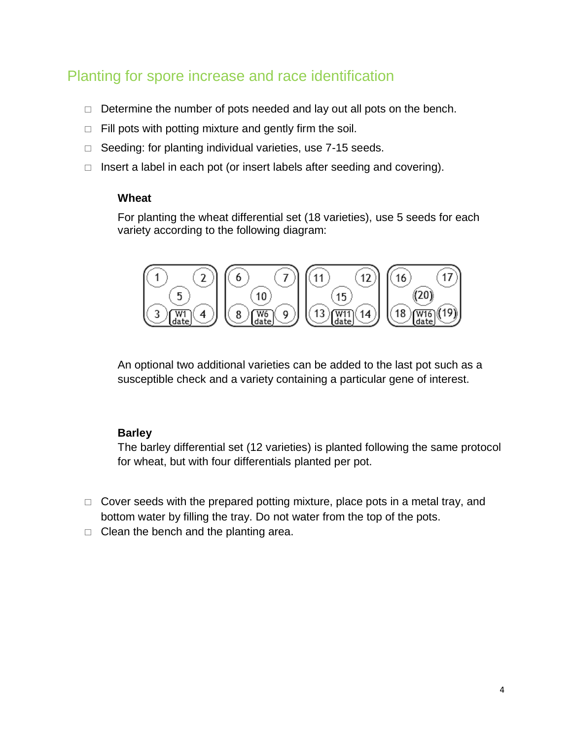## Planting for spore increase and race identification

- Determine the number of pots needed and lay out all pots on the bench.
- Fill pots with potting mixture and gently firm the soil.
- Seeding: for planting individual varieties, use 7-15 seeds.
- Insert a label in each pot (or insert labels after seeding and covering).

**Wheat**

For planting the wheat differential set (18 varieties), use 5 seeds for each variety according to the following diagram:

An optional two additional varieties can be added to the last pot such as a susceptible check and a variety containing a particular gene of interest.

**Barley**

The barley differential set (12 varieties) is planted following the same protocol for wheat, but with four differentials planted per pot.

- Cover seeds with the prepared potting mixture, place pots in a metal tray, and bottom water by filling the tray. Do not water from the top of the pots.
- Clean the bench and the planting area.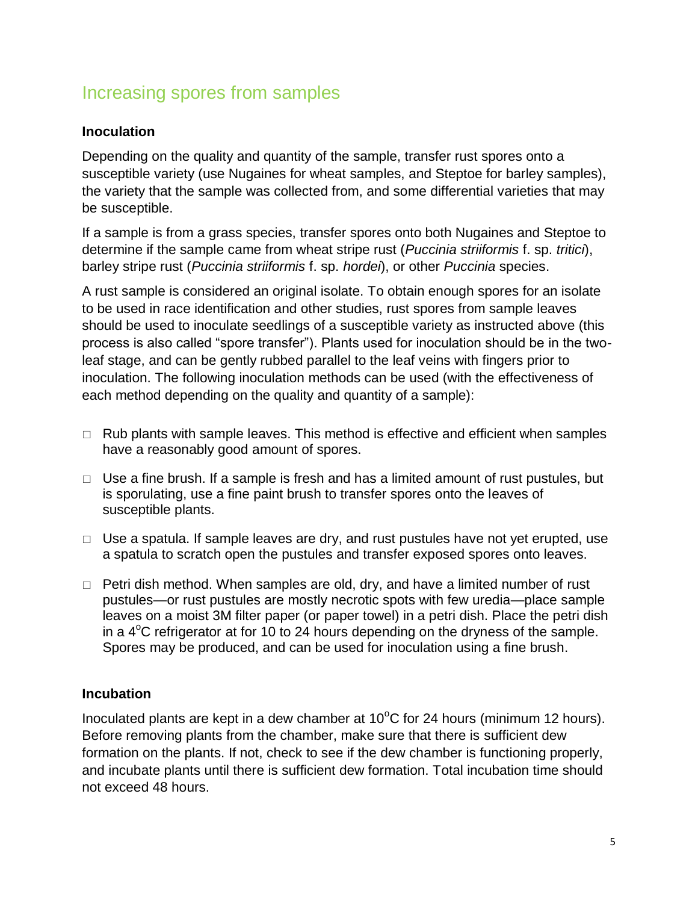## Increasing spores from samples

### Inoculation

Depending on the quality and quantity of the sample, transfer rust spores onto a susceptible variety (use Nugaines for wheat samples, and Steptoe for barley samples), the variety that the sample was collected from, and some differential varieties that may be susceptible.

If a sample is from a grass species, transfer spores onto both Nugaines and Steptoe to determine if the sample came from wheat stripe rust (*Puccinia striiformis* f. sp. *tritici*), barley stripe rust (*Puccinia striiformis* f. sp. *hordei*), or other *Puccinia* species.

A rust sample is considered an original isolate. To obtain enough spores for an isolate to be used in race identification and other studies, rust spores from sample leaves should be used to inoculate seedlings of a susceptible variety as instructed above (this process is also called "spore transfer"). Plants used for inoculation should be in the two-leaf stage, and can be gently rubbed parallel to the leaf veins with fingers prior to inoculation. The following inoculation methods can be used (with the effectiveness of each method depending on the quality and quantity of a sample):

- Rub plants with sample leaves. This method is effective and efficient when samples have a reasonably good amount of spores.
- Use a fine brush. If a sample is fresh and has a limited amount of rust pustules, but is sporulating, use a fine paint brush to transfer spores onto the leaves of susceptible plants.
- Use a spatula. If sample leaves are dry, and rust pustules have not yet erupted, use a spatula to scratch open the pustules and transfer exposed spores onto leaves.
- Petri dish method. When samples are old, dry, and have a limited number of rust pustules—or rust pustules are mostly necrotic spots with few uredia—place sample leaves on a moist 3M filter paper (or paper towel) in a petri dish. Place the petri dish in a 4$^{o}$C refrigerator at for 10 to 24 hours depending on the dryness of the sample. Spores may be produced, and can be used for inoculation using a fine brush.

### Incubation

Inoculated plants are kept in a dew chamber at 10$^{o}$C for 24 hours (minimum 12 hours). Before removing plants from the chamber, make sure that there is sufficient dew formation on the plants. If not, check to see if the dew chamber is functioning properly, and incubate plants until there is sufficient dew formation. Total incubation time should not exceed 48 hours.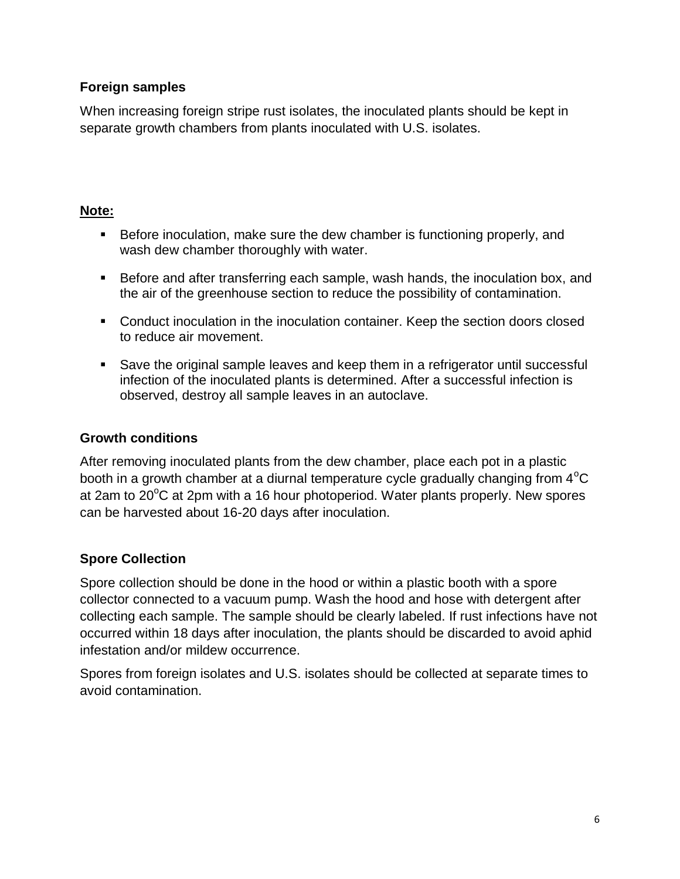### Foreign samples

When increasing foreign stripe rust isolates, the inoculated plants should be kept in separate growth chambers from plants inoculated with U.S. isolates.

**Note:**

- Before inoculation, make sure the dew chamber is functioning properly, and wash dew chamber thoroughly with water.
- Before and after transferring each sample, wash hands, the inoculation box, and the air of the greenhouse section to reduce the possibility of contamination.
- Conduct inoculation in the inoculation container. Keep the section doors closed to reduce air movement.
- Save the original sample leaves and keep them in a refrigerator until successful infection of the inoculated plants is determined. After a successful infection is observed, destroy all sample leaves in an autoclave.

### Growth conditions

After removing inoculated plants from the dew chamber, place each pot in a plastic booth in a growth chamber at a diurnal temperature cycle gradually changing from 4°C at 2am to 20°C at 2pm with a 16 hour photoperiod. Water plants properly. New spores can be harvested about 16-20 days after inoculation.

### Spore Collection

Spore collection should be done in the hood or within a plastic booth with a spore collector connected to a vacuum pump. Wash the hood and hose with detergent after collecting each sample. The sample should be clearly labeled. If rust infections have not occurred within 18 days after inoculation, the plants should be discarded to avoid aphid infestation and/or mildew occurrence.

Spores from foreign isolates and U.S. isolates should be collected at separate times to avoid contamination.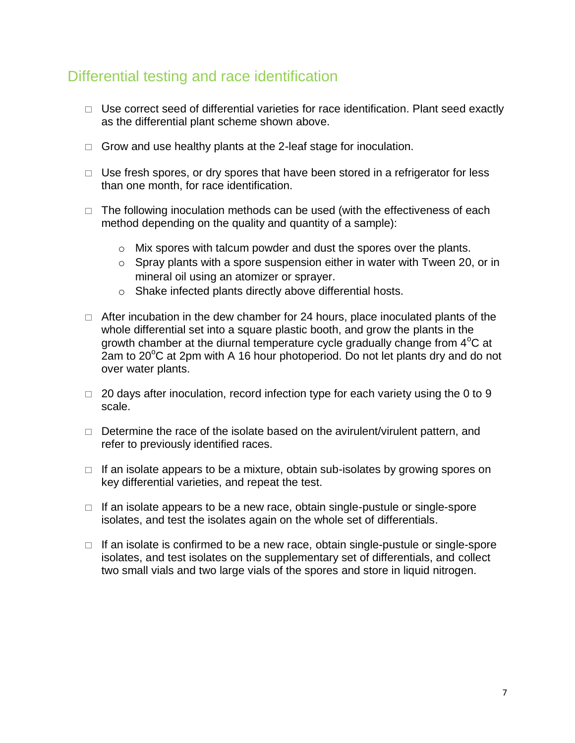## Differential testing and race identification

- Use correct seed of differential varieties for race identification. Plant seed exactly as the differential plant scheme shown above.
- Grow and use healthy plants at the 2-leaf stage for inoculation.
- Use fresh spores, or dry spores that have been stored in a refrigerator for less than one month, for race identification.
- The following inoculation methods can be used (with the effectiveness of each method depending on the quality and quantity of a sample):
    - Mix spores with talcum powder and dust the spores over the plants.
    - Spray plants with a spore suspension either in water with Tween 20, or in mineral oil using an atomizer or sprayer.
    - Shake infected plants directly above differential hosts.
- After incubation in the dew chamber for 24 hours, place inoculated plants of the whole differential set into a square plastic booth, and grow the plants in the growth chamber at the diurnal temperature cycle gradually change from 4°C at 2am to 20°C at 2pm with A 16 hour photoperiod. Do not let plants dry and do not over water plants.
- 20 days after inoculation, record infection type for each variety using the 0 to 9 scale.
- Determine the race of the isolate based on the avirulent/virulent pattern, and refer to previously identified races.
- If an isolate appears to be a mixture, obtain sub-isolates by growing spores on key differential varieties, and repeat the test.
- If an isolate appears to be a new race, obtain single-pustule or single-spore isolates, and test the isolates again on the whole set of differentials.
- If an isolate is confirmed to be a new race, obtain single-pustule or single-spore isolates, and test isolates on the supplementary set of differentials, and collect two small vials and two large vials of the spores and store in liquid nitrogen.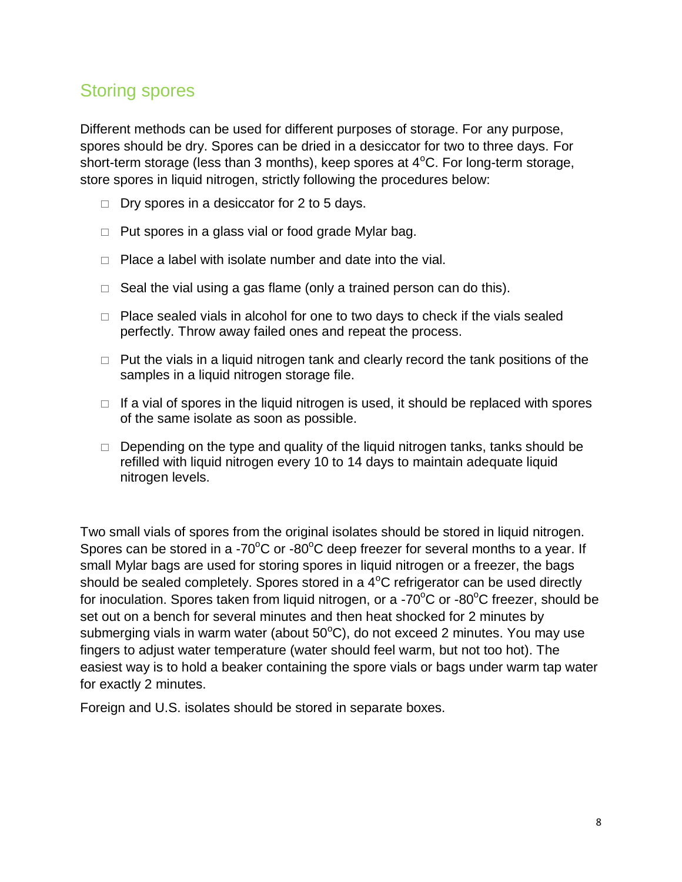## Storing spores

Different methods can be used for different purposes of storage. For any purpose, spores should be dry. Spores can be dried in a desiccator for two to three days. For short-term storage (less than 3 months), keep spores at 4°C. For long-term storage, store spores in liquid nitrogen, strictly following the procedures below:

- Dry spores in a desiccator for 2 to 5 days.
- Put spores in a glass vial or food grade Mylar bag.
- Place a label with isolate number and date into the vial.
- Seal the vial using a gas flame (only a trained person can do this).
- Place sealed vials in alcohol for one to two days to check if the vials sealed perfectly. Throw away failed ones and repeat the process.
- Put the vials in a liquid nitrogen tank and clearly record the tank positions of the samples in a liquid nitrogen storage file.
- If a vial of spores in the liquid nitrogen is used, it should be replaced with spores of the same isolate as soon as possible.
- Depending on the type and quality of the liquid nitrogen tanks, tanks should be refilled with liquid nitrogen every 10 to 14 days to maintain adequate liquid nitrogen levels.

Two small vials of spores from the original isolates should be stored in liquid nitrogen. Spores can be stored in a -70°C or -80°C deep freezer for several months to a year. If small Mylar bags are used for storing spores in liquid nitrogen or a freezer, the bags should be sealed completely. Spores stored in a 4°C refrigerator can be used directly for inoculation. Spores taken from liquid nitrogen, or a -70°C or -80°C freezer, should be set out on a bench for several minutes and then heat shocked for 2 minutes by submerging vials in warm water (about 50°C), do not exceed 2 minutes. You may use fingers to adjust water temperature (water should feel warm, but not too hot). The easiest way is to hold a beaker containing the spore vials or bags under warm tap water for exactly 2 minutes.

Foreign and U.S. isolates should be stored in separate boxes.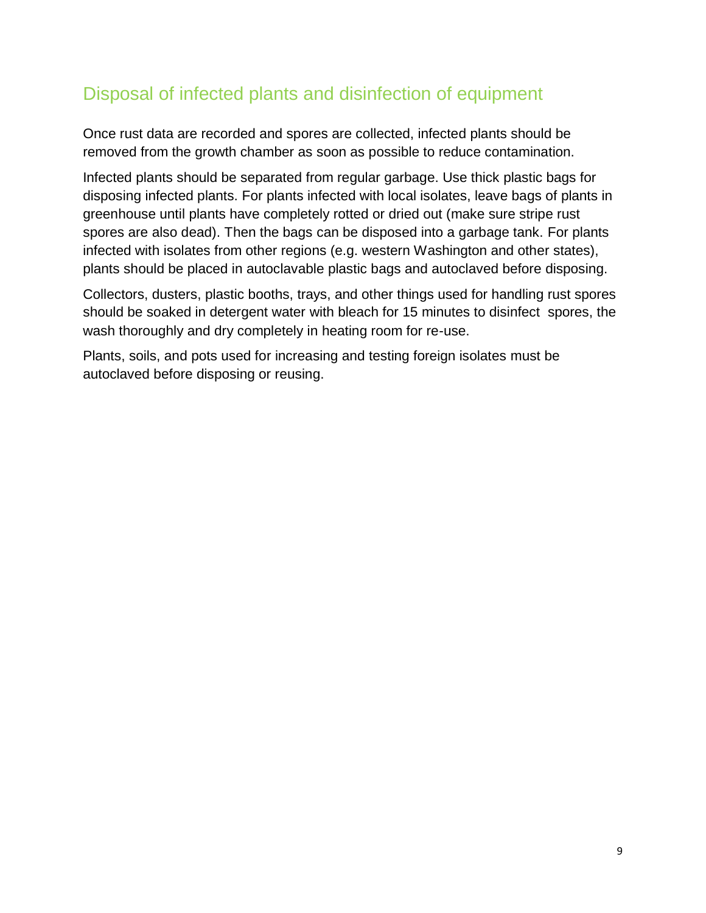## Disposal of infected plants and disinfection of equipment

Once rust data are recorded and spores are collected, infected plants should be removed from the growth chamber as soon as possible to reduce contamination.

Infected plants should be separated from regular garbage. Use thick plastic bags for disposing infected plants. For plants infected with local isolates, leave bags of plants in greenhouse until plants have completely rotted or dried out (make sure stripe rust spores are also dead). Then the bags can be disposed into a garbage tank. For plants infected with isolates from other regions (e.g. western Washington and other states), plants should be placed in autoclavable plastic bags and autoclaved before disposing.

Collectors, dusters, plastic booths, trays, and other things used for handling rust spores should be soaked in detergent water with bleach for 15 minutes to disinfect spores, the wash thoroughly and dry completely in heating room for re-use.

Plants, soils, and pots used for increasing and testing foreign isolates must be autoclaved before disposing or reusing.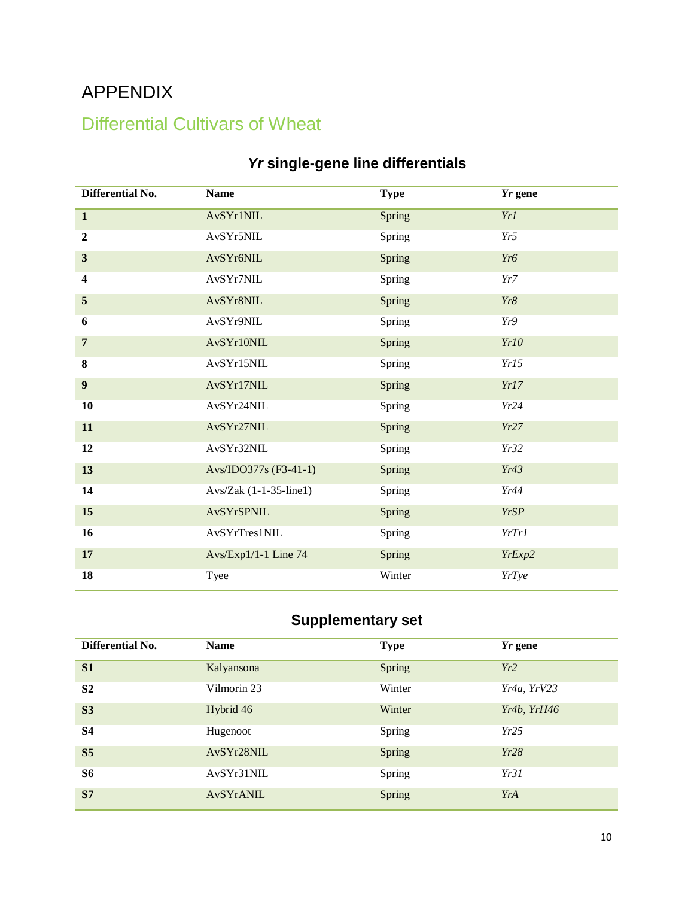# APPENDIX

## Differential Cultivars of Wheat

### *Yr* single-gene line differentials

| Differential No. | Name | Type | *Yr* gene |
|---|---|---|---|
| **1** | AvSYr1NIL | Spring | *Yr1* |
| **2** | AvSYr5NIL | Spring | *Yr5* |
| **3** | AvSYr6NIL | Spring | *Yr6* |
| **4** | AvSYr7NIL | Spring | *Yr7* |
| **5** | AvSYr8NIL | Spring | *Yr8* |
| **6** | AvSYr9NIL | Spring | *Yr9* |
| **7** | AvSYr10NIL | Spring | *Yr10* |
| **8** | AvSYr15NIL | Spring | *Yr15* |
| **9** | AvSYr17NIL | Spring | *Yr17* |
| **10** | AvSYr24NIL | Spring | *Yr24* |
| **11** | AvSYr27NIL | Spring | *Yr27* |
| **12** | AvSYr32NIL | Spring | *Yr32* |
| **13** | Avs/IDO377s (F3-41-1) | Spring | *Yr43* |
| **14** | Avs/Zak (1-1-35-line1) | Spring | *Yr44* |
| **15** | AvSYrSPNIL | Spring | *YrSP* |
| **16** | AvSYrTres1NIL | Spring | *YrTr1* |
| **17** | Avs/Exp1/1-1 Line 74 | Spring | *YrExp2* |
| **18** | Tyee | Winter | *YrTye* |

### Supplementary set

| Differential No. | Name | Type | *Yr* gene |
|---|---|---|---|
| **S1** | Kalyansona | Spring | *Yr2* |
| **S2** | Vilmorin 23 | Winter | *Yr4a, YrV23* |
| **S3** | Hybrid 46 | Winter | *Yr4b, YrH46* |
| **S4** | Hugenoot | Spring | *Yr25* |
| **S5** | AvSYr28NIL | Spring | *Yr28* |
| **S6** | AvSYr31NIL | Spring | *Yr31* |
| **S7** | AvSYrANIL | Spring | *YrA* |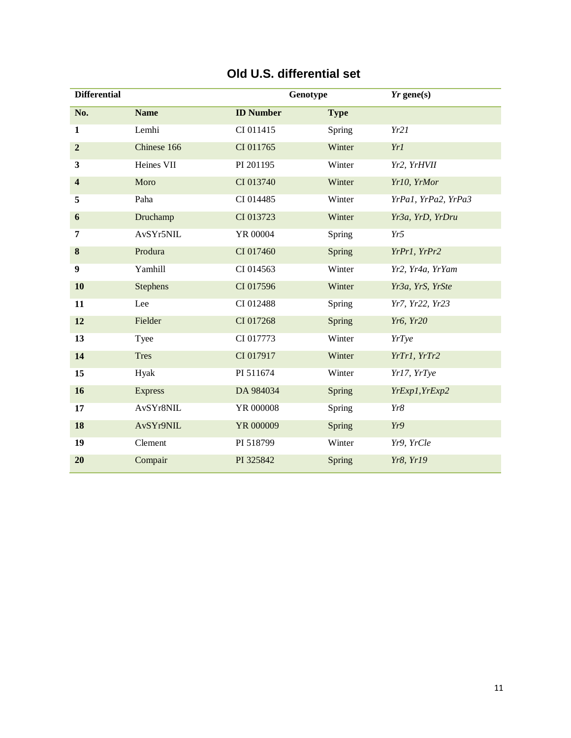# Old U.S. differential set

| Differential | | Genotype | | *Yr* gene(s) |
|---|---|---|---|---|
| **No.** | **Name** | **ID Number** | **Type** | |
| **1** | Lemhi | CI 011415 | Spring | *Yr21* |
| **2** | Chinese 166 | CI 011765 | Winter | *Yr1* |
| **3** | Heines VII | PI 201195 | Winter | *Yr2, YrHVII* |
| **4** | Moro | CI 013740 | Winter | *Yr10, YrMor* |
| **5** | Paha | CI 014485 | Winter | *YrPa1, YrPa2, YrPa3* |
| **6** | Druchamp | CI 013723 | Winter | *Yr3a, YrD, YrDru* |
| **7** | AvSYr5NIL | YR 00004 | Spring | *Yr5* |
| **8** | Produra | CI 017460 | Spring | *YrPr1, YrPr2* |
| **9** | Yamhill | CI 014563 | Winter | *Yr2, Yr4a, YrYam* |
| **10** | Stephens | CI 017596 | Winter | *Yr3a, YrS, YrSte* |
| **11** | Lee | CI 012488 | Spring | *Yr7, Yr22, Yr23* |
| **12** | Fielder | CI 017268 | Spring | *Yr6, Yr20* |
| **13** | Tyee | CI 017773 | Winter | *YrTye* |
| **14** | Tres | CI 017917 | Winter | *YrTr1, YrTr2* |
| **15** | Hyak | PI 511674 | Winter | *Yr17, YrTye* |
| **16** | Express | DA 984034 | Spring | *YrExp1,YrExp2* |
| **17** | AvSYr8NIL | YR 000008 | Spring | *Yr8* |
| **18** | AvSYr9NIL | YR 000009 | Spring | *Yr9* |
| **19** | Clement | PI 518799 | Winter | *Yr9, YrCle* |
| **20** | Compair | PI 325842 | Spring | *Yr8, Yr19* |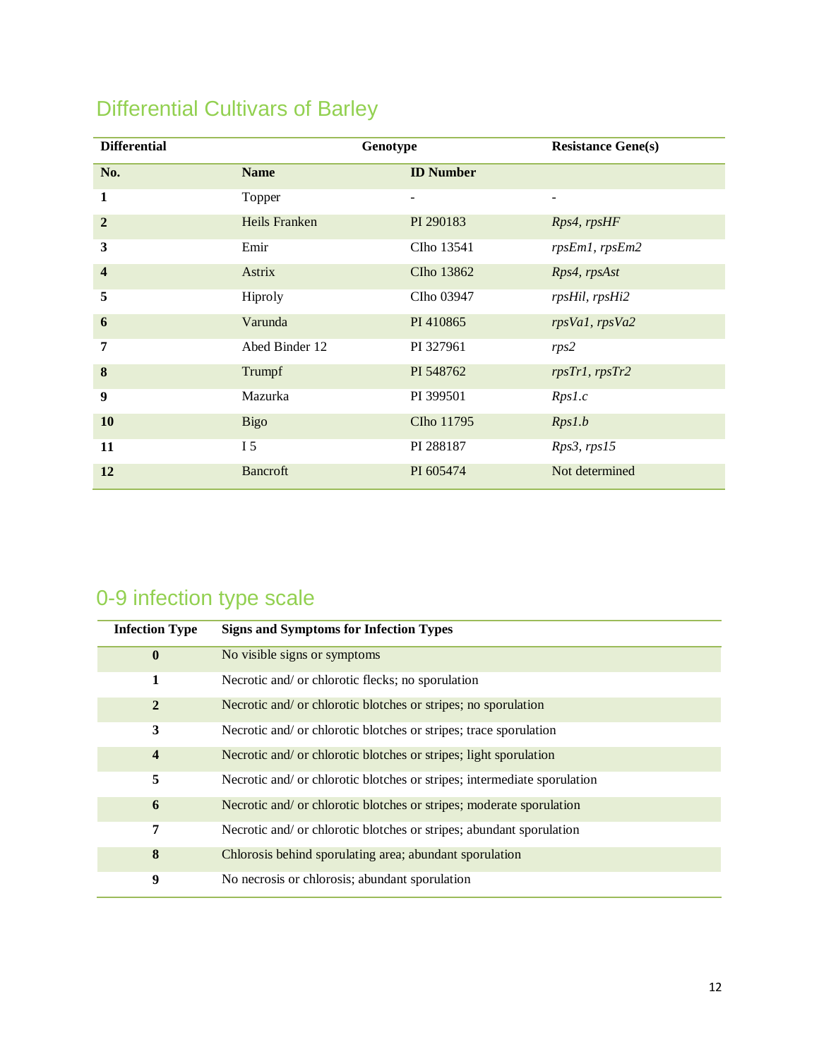## Differential Cultivars of Barley

| Differential | Genotype | | Resistance Gene(s) |
|---|---|---|---|
| **No.** | **Name** | **ID Number** | |
| **1** | Topper | - | - |
| **2** | Heils Franken | PI 290183 | *Rps4, rpsHF* |
| **3** | Emir | CIho 13541 | *rpsEm1, rpsEm2* |
| **4** | Astrix | CIho 13862 | *Rps4, rpsAst* |
| **5** | Hiproly | CIho 03947 | *rpsHil, rpsHi2* |
| **6** | Varunda | PI 410865 | *rpsVa1, rpsVa2* |
| **7** | Abed Binder 12 | PI 327961 | *rps2* |
| **8** | Trumpf | PI 548762 | *rpsTr1, rpsTr2* |
| **9** | Mazurka | PI 399501 | *Rps1.c* |
| **10** | Bigo | CIho 11795 | *Rps1.b* |
| **11** | I 5 | PI 288187 | *Rps3, rps15* |
| **12** | Bancroft | PI 605474 | Not determined |

## 0-9 infection type scale

| Infection Type | Signs and Symptoms for Infection Types |
|---|---|
| **0** | No visible signs or symptoms |
| **1** | Necrotic and/ or chlorotic flecks; no sporulation |
| **2** | Necrotic and/ or chlorotic blotches or stripes; no sporulation |
| **3** | Necrotic and/ or chlorotic blotches or stripes; trace sporulation |
| **4** | Necrotic and/ or chlorotic blotches or stripes; light sporulation |
| **5** | Necrotic and/ or chlorotic blotches or stripes; intermediate sporulation |
| **6** | Necrotic and/ or chlorotic blotches or stripes; moderate sporulation |
| **7** | Necrotic and/ or chlorotic blotches or stripes; abundant sporulation |
| **8** | Chlorosis behind sporulating area; abundant sporulation |
| **9** | No necrosis or chlorosis; abundant sporulation |